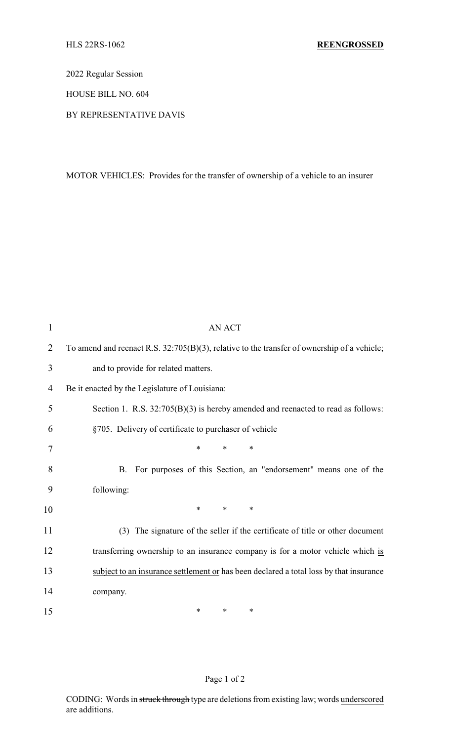HLS 22RS-1062 **REENGROSSED**

2022 Regular Session

HOUSE BILL NO. 604

BY REPRESENTATIVE DAVIS

MOTOR VEHICLES: Provides for the transfer of ownership of a vehicle to an insurer

AN ACT

To amend and reenact R.S. 32:705(B)(3), relative to the transfer of ownership of a vehicle; and to provide for related matters.

Be it enacted by the Legislature of Louisiana:

Section 1. R.S. 32:705(B)(3) is hereby amended and reenacted to read as follows:

§705. Delivery of certificate to purchaser of vehicle

\* \* \*

B. For purposes of this Section, an "endorsement" means one of the following:

\* \* \*

(3) The signature of the seller if the certificate of title or other document transferring ownership to an insurance company is for a motor vehicle which <u>is subject to an insurance settlement or</u> has been declared a total loss by that insurance company.

\* \* \*

CODING: Words in ~~struck through~~ type are deletions from existing law; words <u>underscored</u> are additions.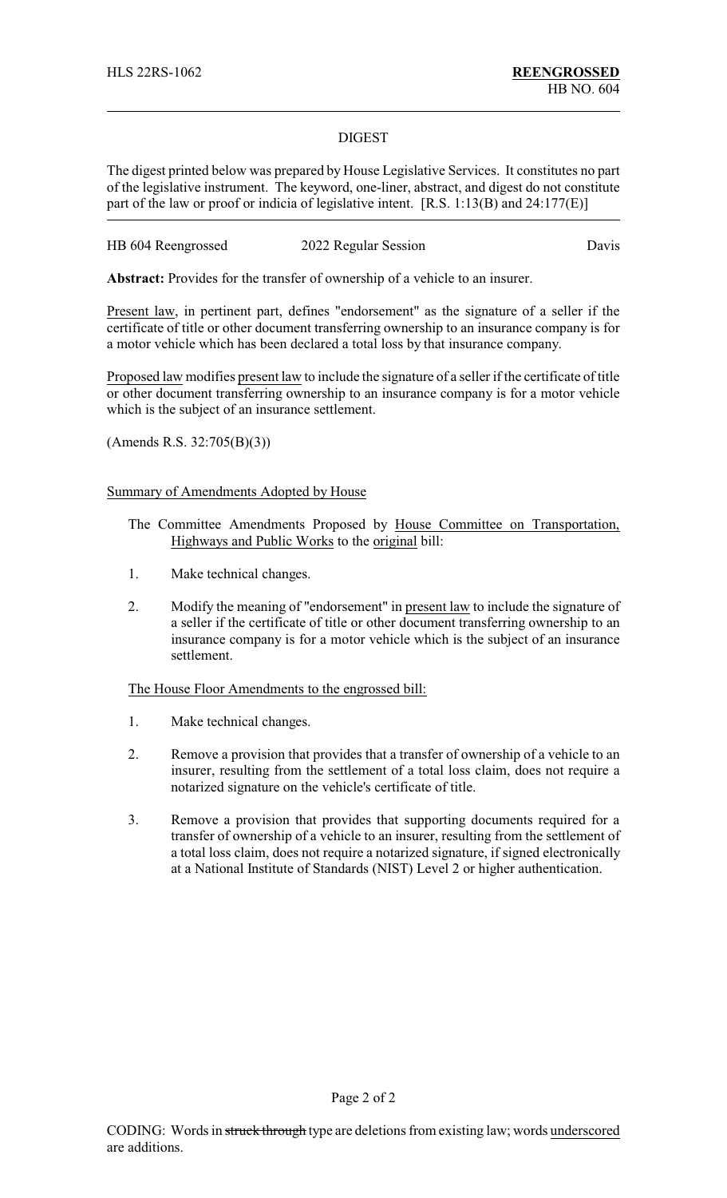HLS 22RS-1062

**REENGROSSED**
HB NO. 604

DIGEST

The digest printed below was prepared by House Legislative Services. It constitutes no part of the legislative instrument. The keyword, one-liner, abstract, and digest do not constitute part of the law or proof or indicia of legislative intent. [R.S. 1:13(B) and 24:177(E)]

HB 604 Reengrossed 2022 Regular Session Davis

**Abstract:** Provides for the transfer of ownership of a vehicle to an insurer.

Present law, in pertinent part, defines "endorsement" as the signature of a seller if the certificate of title or other document transferring ownership to an insurance company is for a motor vehicle which has been declared a total loss by that insurance company.

Proposed law modifies present law to include the signature of a seller if the certificate of title or other document transferring ownership to an insurance company is for a motor vehicle which is the subject of an insurance settlement.

(Amends R.S. 32:705(B)(3))

Summary of Amendments Adopted by House

The Committee Amendments Proposed by House Committee on Transportation, Highways and Public Works to the original bill:

1. Make technical changes.
2. Modify the meaning of "endorsement" in present law to include the signature of a seller if the certificate of title or other document transferring ownership to an insurance company is for a motor vehicle which is the subject of an insurance settlement.

The House Floor Amendments to the engrossed bill:

1. Make technical changes.
2. Remove a provision that provides that a transfer of ownership of a vehicle to an insurer, resulting from the settlement of a total loss claim, does not require a notarized signature on the vehicle's certificate of title.
3. Remove a provision that provides that supporting documents required for a transfer of ownership of a vehicle to an insurer, resulting from the settlement of a total loss claim, does not require a notarized signature, if signed electronically at a National Institute of Standards (NIST) Level 2 or higher authentication.

CODING: Words in ~~struck through~~ type are deletions from existing law; words underscored are additions.